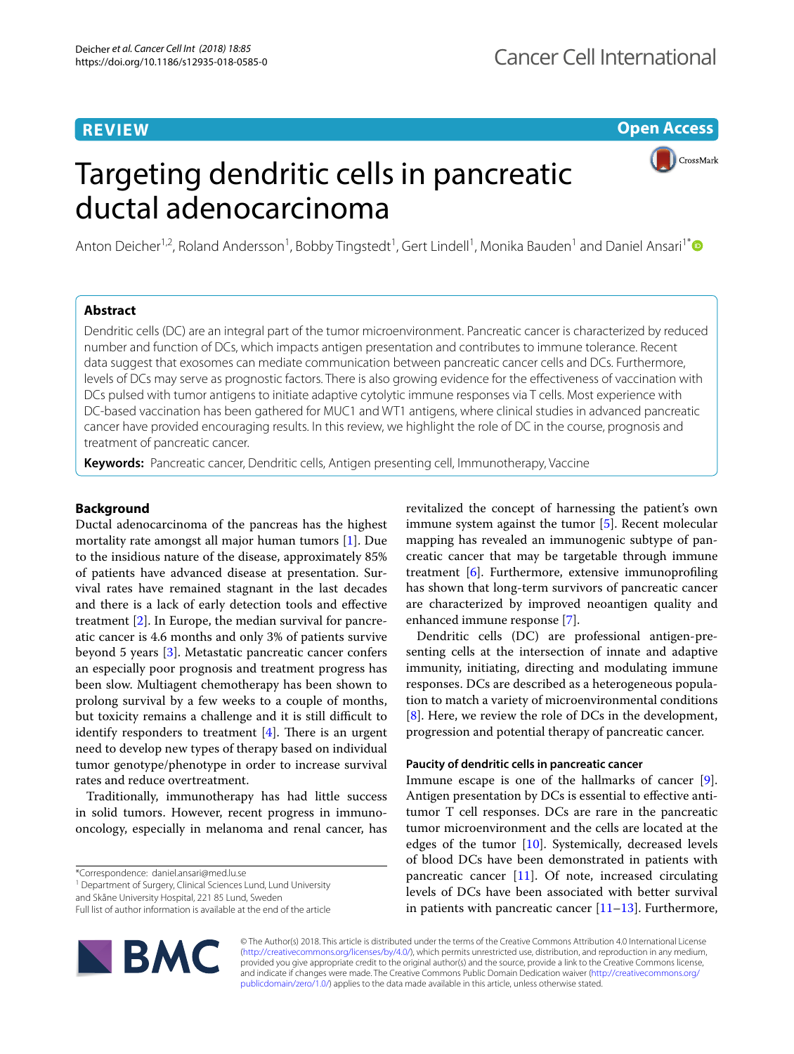REVIEW

Open Access

# Targeting dendritic cells in pancreatic ductal adenocarcinoma

Anton Deicher[1,2], Roland Andersson[1], Bobby Tingstedt[1], Gert Lindell[1], Monika Bauden[1] and Daniel Ansari[1*]

## Abstract

Dendritic cells (DC) are an integral part of the tumor microenvironment. Pancreatic cancer is characterized by reduced number and function of DCs, which impacts antigen presentation and contributes to immune tolerance. Recent data suggest that exosomes can mediate communication between pancreatic cancer cells and DCs. Furthermore, levels of DCs may serve as prognostic factors. There is also growing evidence for the effectiveness of vaccination with DCs pulsed with tumor antigens to initiate adaptive cytolytic immune responses via T cells. Most experience with DC-based vaccination has been gathered for MUC1 and WT1 antigens, where clinical studies in advanced pancreatic cancer have provided encouraging results. In this review, we highlight the role of DC in the course, prognosis and treatment of pancreatic cancer.

**Keywords:** Pancreatic cancer, Dendritic cells, Antigen presenting cell, Immunotherapy, Vaccine

## Background

Ductal adenocarcinoma of the pancreas has the highest mortality rate amongst all major human tumors [1]. Due to the insidious nature of the disease, approximately 85% of patients have advanced disease at presentation. Survival rates have remained stagnant in the last decades and there is a lack of early detection tools and effective treatment [2]. In Europe, the median survival for pancreatic cancer is 4.6 months and only 3% of patients survive beyond 5 years [3]. Metastatic pancreatic cancer confers an especially poor prognosis and treatment progress has been slow. Multiagent chemotherapy has been shown to prolong survival by a few weeks to a couple of months, but toxicity remains a challenge and it is still difficult to identify responders to treatment [4]. There is an urgent need to develop new types of therapy based on individual tumor genotype/phenotype in order to increase survival rates and reduce overtreatment.

Traditionally, immunotherapy has had little success in solid tumors. However, recent progress in immuno-oncology, especially in melanoma and renal cancer, has revitalized the concept of harnessing the patient's own immune system against the tumor [5]. Recent molecular mapping has revealed an immunogenic subtype of pancreatic cancer that may be targetable through immune treatment [6]. Furthermore, extensive immunoprofiling has shown that long-term survivors of pancreatic cancer are characterized by improved neoantigen quality and enhanced immune response [7].

Dendritic cells (DC) are professional antigen-presenting cells at the intersection of innate and adaptive immunity, initiating, directing and modulating immune responses. DCs are described as a heterogeneous population to match a variety of microenvironmental conditions [8]. Here, we review the role of DCs in the development, progression and potential therapy of pancreatic cancer.

### Paucity of dendritic cells in pancreatic cancer

Immune escape is one of the hallmarks of cancer [9]. Antigen presentation by DCs is essential to effective antitumor T cell responses. DCs are rare in the pancreatic tumor microenvironment and the cells are located at the edges of the tumor [10]. Systemically, decreased levels of blood DCs have been demonstrated in patients with pancreatic cancer [11]. Of note, increased circulating levels of DCs have been associated with better survival in patients with pancreatic cancer [11–13]. Furthermore,

*Correspondence: daniel.ansari@med.lu.se
[1] Department of Surgery, Clinical Sciences Lund, Lund University and Skåne University Hospital, 221 85 Lund, Sweden
Full list of author information is available at the end of the article

© The Author(s) 2018. This article is distributed under the terms of the Creative Commons Attribution 4.0 International License (http://creativecommons.org/licenses/by/4.0/), which permits unrestricted use, distribution, and reproduction in any medium, provided you give appropriate credit to the original author(s) and the source, provide a link to the Creative Commons license, and indicate if changes were made. The Creative Commons Public Domain Dedication waiver (http://creativecommons.org/publicdomain/zero/1.0/) applies to the data made available in this article, unless otherwise stated.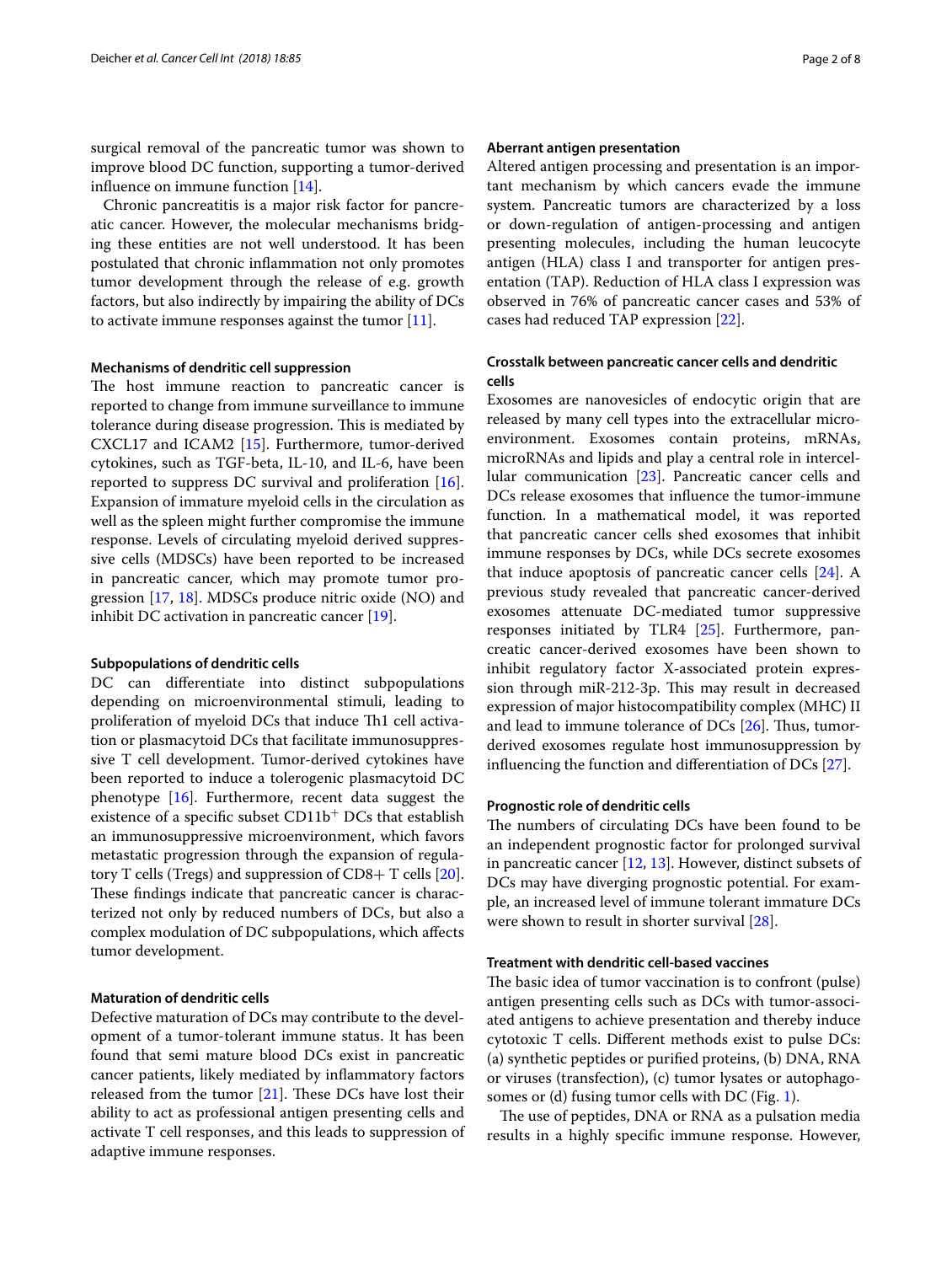surgical removal of the pancreatic tumor was shown to improve blood DC function, supporting a tumor-derived influence on immune function [14].

Chronic pancreatitis is a major risk factor for pancreatic cancer. However, the molecular mechanisms bridging these entities are not well understood. It has been postulated that chronic inflammation not only promotes tumor development through the release of e.g. growth factors, but also indirectly by impairing the ability of DCs to activate immune responses against the tumor [11].

#### Mechanisms of dendritic cell suppression

The host immune reaction to pancreatic cancer is reported to change from immune surveillance to immune tolerance during disease progression. This is mediated by CXCL17 and ICAM2 [15]. Furthermore, tumor-derived cytokines, such as TGF-beta, IL-10, and IL-6, have been reported to suppress DC survival and proliferation [16]. Expansion of immature myeloid cells in the circulation as well as the spleen might further compromise the immune response. Levels of circulating myeloid derived suppressive cells (MDSCs) have been reported to be increased in pancreatic cancer, which may promote tumor progression [17, 18]. MDSCs produce nitric oxide (NO) and inhibit DC activation in pancreatic cancer [19].

#### Subpopulations of dendritic cells

DC can differentiate into distinct subpopulations depending on microenvironmental stimuli, leading to proliferation of myeloid DCs that induce Th1 cell activation or plasmacytoid DCs that facilitate immunosuppressive T cell development. Tumor-derived cytokines have been reported to induce a tolerogenic plasmacytoid DC phenotype [16]. Furthermore, recent data suggest the existence of a specific subset $CD11b^{+}$ DCs that establish an immunosuppressive microenvironment, which favors metastatic progression through the expansion of regulatory T cells (Tregs) and suppression of CD8+ T cells [20]. These findings indicate that pancreatic cancer is characterized not only by reduced numbers of DCs, but also a complex modulation of DC subpopulations, which affects tumor development.

#### Maturation of dendritic cells

Defective maturation of DCs may contribute to the development of a tumor-tolerant immune status. It has been found that semi mature blood DCs exist in pancreatic cancer patients, likely mediated by inflammatory factors released from the tumor [21]. These DCs have lost their ability to act as professional antigen presenting cells and activate T cell responses, and this leads to suppression of adaptive immune responses.

#### Aberrant antigen presentation

Altered antigen processing and presentation is an important mechanism by which cancers evade the immune system. Pancreatic tumors are characterized by a loss or down-regulation of antigen-processing and antigen presenting molecules, including the human leucocyte antigen (HLA) class I and transporter for antigen presentation (TAP). Reduction of HLA class I expression was observed in 76% of pancreatic cancer cases and 53% of cases had reduced TAP expression [22].

#### Crosstalk between pancreatic cancer cells and dendritic cells

Exosomes are nanovesicles of endocytic origin that are released by many cell types into the extracellular microenvironment. Exosomes contain proteins, mRNAs, microRNAs and lipids and play a central role in intercellular communication [23]. Pancreatic cancer cells and DCs release exosomes that influence the tumor-immune function. In a mathematical model, it was reported that pancreatic cancer cells shed exosomes that inhibit immune responses by DCs, while DCs secrete exosomes that induce apoptosis of pancreatic cancer cells [24]. A previous study revealed that pancreatic cancer-derived exosomes attenuate DC-mediated tumor suppressive responses initiated by TLR4 [25]. Furthermore, pancreatic cancer-derived exosomes have been shown to inhibit regulatory factor X-associated protein expression through miR-212-3p. This may result in decreased expression of major histocompatibility complex (MHC) II and lead to immune tolerance of DCs [26]. Thus, tumor-derived exosomes regulate host immunosuppression by influencing the function and differentiation of DCs [27].

#### Prognostic role of dendritic cells

The numbers of circulating DCs have been found to be an independent prognostic factor for prolonged survival in pancreatic cancer [12, 13]. However, distinct subsets of DCs may have diverging prognostic potential. For example, an increased level of immune tolerant immature DCs were shown to result in shorter survival [28].

#### Treatment with dendritic cell-based vaccines

The basic idea of tumor vaccination is to confront (pulse) antigen presenting cells such as DCs with tumor-associated antigens to achieve presentation and thereby induce cytotoxic T cells. Different methods exist to pulse DCs: (a) synthetic peptides or purified proteins, (b) DNA, RNA or viruses (transfection), (c) tumor lysates or autophagosomes or (d) fusing tumor cells with DC (Fig. 1).

The use of peptides, DNA or RNA as a pulsation media results in a highly specific immune response. However,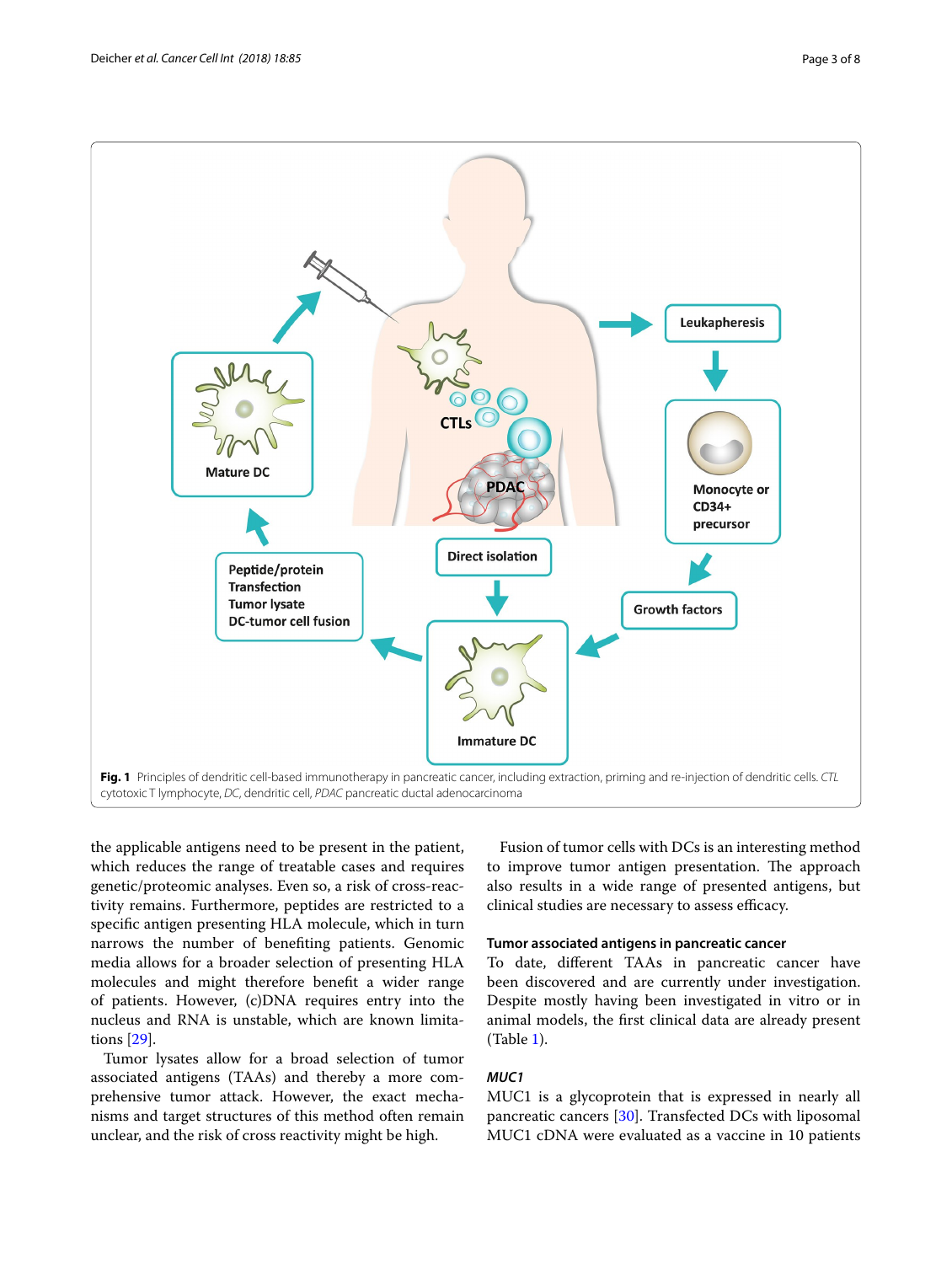Fig. 1 Principles of dendritic cell-based immunotherapy in pancreatic cancer, including extraction, priming and re-injection of dendritic cells. *CTL* cytotoxic T lymphocyte, *DC*, dendritic cell, *PDAC* pancreatic ductal adenocarcinoma

the applicable antigens need to be present in the patient, which reduces the range of treatable cases and requires genetic/proteomic analyses. Even so, a risk of cross-reactivity remains. Furthermore, peptides are restricted to a specific antigen presenting HLA molecule, which in turn narrows the number of benefiting patients. Genomic media allows for a broader selection of presenting HLA molecules and might therefore benefit a wider range of patients. However, (c)DNA requires entry into the nucleus and RNA is unstable, which are known limitations [29].

Tumor lysates allow for a broad selection of tumor associated antigens (TAAs) and thereby a more comprehensive tumor attack. However, the exact mechanisms and target structures of this method often remain unclear, and the risk of cross reactivity might be high.

Fusion of tumor cells with DCs is an interesting method to improve tumor antigen presentation. The approach also results in a wide range of presented antigens, but clinical studies are necessary to assess efficacy.

### Tumor associated antigens in pancreatic cancer

To date, different TAAs in pancreatic cancer have been discovered and are currently under investigation. Despite mostly having been investigated in vitro or in animal models, the first clinical data are already present (Table 1).

#### *MUC1*

MUC1 is a glycoprotein that is expressed in nearly all pancreatic cancers [30]. Transfected DCs with liposomal MUC1 cDNA were evaluated as a vaccine in 10 patients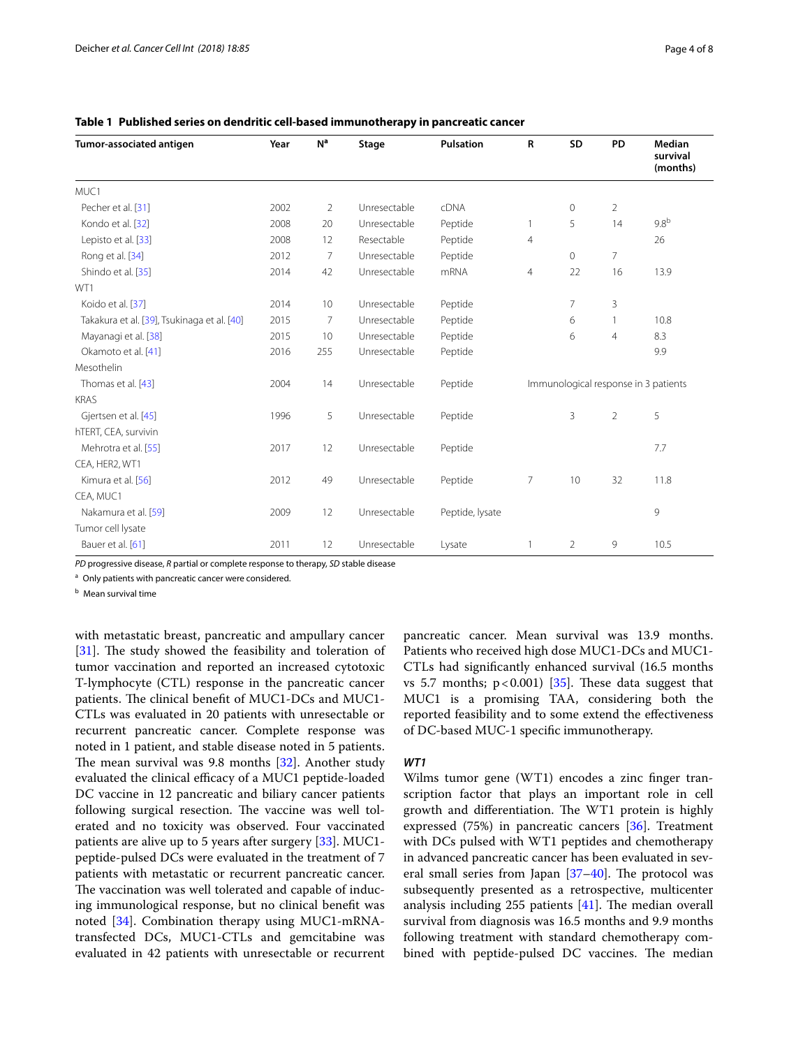**Table 1 Published series on dendritic cell-based immunotherapy in pancreatic cancer**

| Tumor-associated antigen | Year | N[a] | Stage | Pulsation | R | SD | PD | Median survival (months) |
|---|---|---|---|---|---|---|---|---|
| MUC1 | | | | | | | | |
| Pecher et al. [31] | 2002 | 2 | Unresectable | cDNA | | 0 | 2 | |
| Kondo et al. [32] | 2008 | 20 | Unresectable | Peptide | 1 | 5 | 14 | 9.8[b] |
| Lepisto et al. [33] | 2008 | 12 | Resectable | Peptide | 4 | | | 26 |
| Rong et al. [34] | 2012 | 7 | Unresectable | Peptide | | 0 | 7 | |
| Shindo et al. [35] | 2014 | 42 | Unresectable | mRNA | 4 | 22 | 16 | 13.9 |
| WT1 | | | | | | | | |
| Koido et al. [37] | 2014 | 10 | Unresectable | Peptide | | 7 | 3 | |
| Takakura et al. [39], Tsukinaga et al. [40] | 2015 | 7 | Unresectable | Peptide | | 6 | 1 | 10.8 |
| Mayanagi et al. [38] | 2015 | 10 | Unresectable | Peptide | | 6 | 4 | 8.3 |
| Okamoto et al. [41] | 2016 | 255 | Unresectable | Peptide | | | | 9.9 |
| Mesothelin | | | | | | | | |
| Thomas et al. [43] | 2004 | 14 | Unresectable | Peptide | Immunological response in 3 patients | | | |
| KRAS | | | | | | | | |
| Gjertsen et al. [45] | 1996 | 5 | Unresectable | Peptide | | 3 | 2 | 5 |
| hTERT, CEA, survivin | | | | | | | | |
| Mehrotra et al. [55] | 2017 | 12 | Unresectable | Peptide | | | | 7.7 |
| CEA, HER2, WT1 | | | | | | | | |
| Kimura et al. [56] | 2012 | 49 | Unresectable | Peptide | 7 | 10 | 32 | 11.8 |
| CEA, MUC1 | | | | | | | | |
| Nakamura et al. [59] | 2009 | 12 | Unresectable | Peptide, lysate | | | | 9 |
| Tumor cell lysate | | | | | | | | |
| Bauer et al. [61] | 2011 | 12 | Unresectable | Lysate | 1 | 2 | 9 | 10.5 |

*PD* progressive disease, *R* partial or complete response to therapy, *SD* stable disease

[a] Only patients with pancreatic cancer were considered.

[b] Mean survival time

with metastatic breast, pancreatic and ampullary cancer [31]. The study showed the feasibility and toleration of tumor vaccination and reported an increased cytotoxic T-lymphocyte (CTL) response in the pancreatic cancer patients. The clinical benefit of MUC1-DCs and MUC1-CTLs was evaluated in 20 patients with unresectable or recurrent pancreatic cancer. Complete response was noted in 1 patient, and stable disease noted in 5 patients. The mean survival was 9.8 months [32]. Another study evaluated the clinical efficacy of a MUC1 peptide-loaded DC vaccine in 12 pancreatic and biliary cancer patients following surgical resection. The vaccine was well tolerated and no toxicity was observed. Four vaccinated patients are alive up to 5 years after surgery [33]. MUC1-peptide-pulsed DCs were evaluated in the treatment of 7 patients with metastatic or recurrent pancreatic cancer. The vaccination was well tolerated and capable of inducing immunological response, but no clinical benefit was noted [34]. Combination therapy using MUC1-mRNA-transfected DCs, MUC1-CTLs and gemcitabine was evaluated in 42 patients with unresectable or recurrent pancreatic cancer. Mean survival was 13.9 months. Patients who received high dose MUC1-DCs and MUC1-CTLs had significantly enhanced survival (16.5 months vs 5.7 months; $p < 0.001$) [35]. These data suggest that MUC1 is a promising TAA, considering both the reported feasibility and to some extend the effectiveness of DC-based MUC-1 specific immunotherapy.

### *WT1*

Wilms tumor gene (WT1) encodes a zinc finger transcription factor that plays an important role in cell growth and differentiation. The WT1 protein is highly expressed (75%) in pancreatic cancers [36]. Treatment with DCs pulsed with WT1 peptides and chemotherapy in advanced pancreatic cancer has been evaluated in several small series from Japan [37–40]. The protocol was subsequently presented as a retrospective, multicenter analysis including 255 patients [41]. The median overall survival from diagnosis was 16.5 months and 9.9 months following treatment with standard chemotherapy combined with peptide-pulsed DC vaccines. The median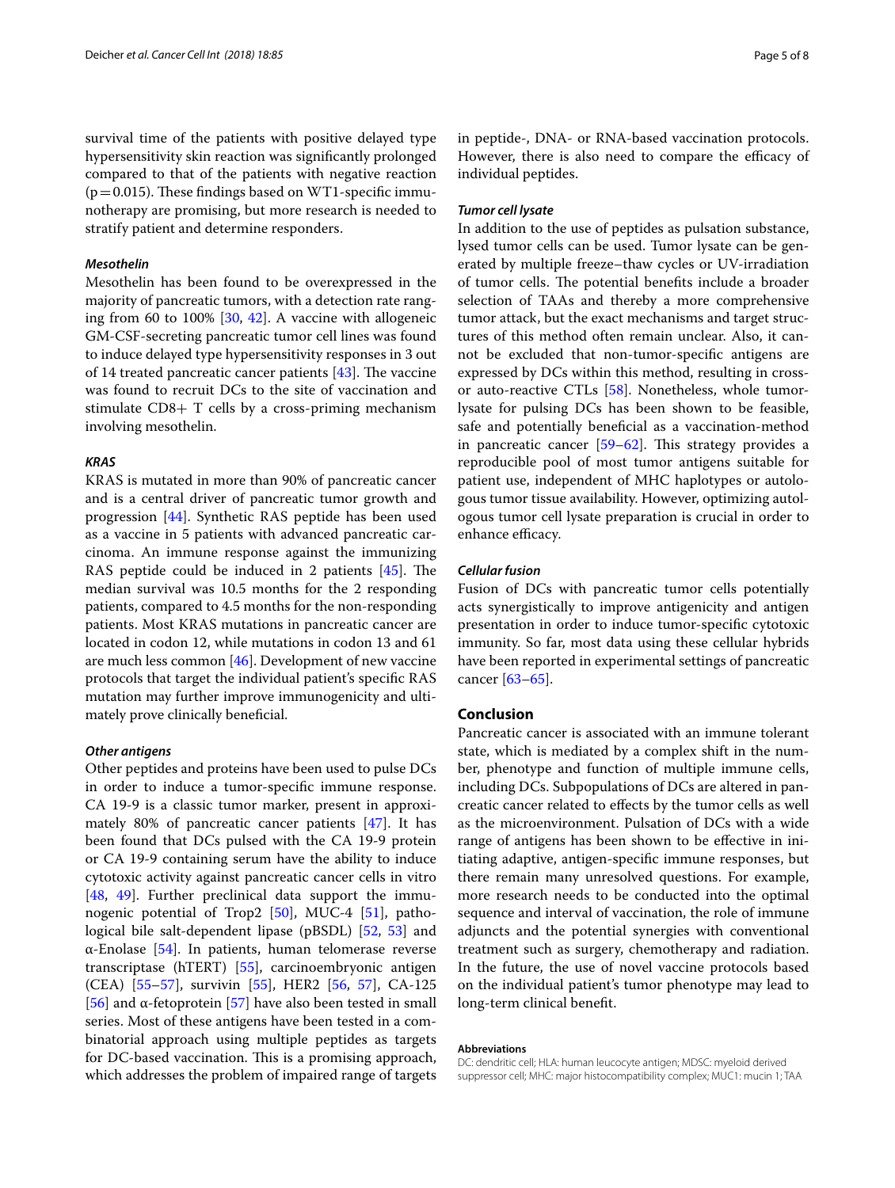survival time of the patients with positive delayed type hypersensitivity skin reaction was significantly prolonged compared to that of the patients with negative reaction ($p = 0.015$). These findings based on WT1-specific immunotherapy are promising, but more research is needed to stratify patient and determine responders.

#### *Mesothelin*

Mesothelin has been found to be overexpressed in the majority of pancreatic tumors, with a detection rate ranging from 60 to 100% [30, 42]. A vaccine with allogeneic GM-CSF-secreting pancreatic tumor cell lines was found to induce delayed type hypersensitivity responses in 3 out of 14 treated pancreatic cancer patients [43]. The vaccine was found to recruit DCs to the site of vaccination and stimulate CD8+ T cells by a cross-priming mechanism involving mesothelin.

#### *KRAS*

KRAS is mutated in more than 90% of pancreatic cancer and is a central driver of pancreatic tumor growth and progression [44]. Synthetic RAS peptide has been used as a vaccine in 5 patients with advanced pancreatic carcinoma. An immune response against the immunizing RAS peptide could be induced in 2 patients [45]. The median survival was 10.5 months for the 2 responding patients, compared to 4.5 months for the non-responding patients. Most KRAS mutations in pancreatic cancer are located in codon 12, while mutations in codon 13 and 61 are much less common [46]. Development of new vaccine protocols that target the individual patient's specific RAS mutation may further improve immunogenicity and ultimately prove clinically beneficial.

#### *Other antigens*

Other peptides and proteins have been used to pulse DCs in order to induce a tumor-specific immune response. CA 19-9 is a classic tumor marker, present in approximately 80% of pancreatic cancer patients [47]. It has been found that DCs pulsed with the CA 19-9 protein or CA 19-9 containing serum have the ability to induce cytotoxic activity against pancreatic cancer cells in vitro [48, 49]. Further preclinical data support the immunogenic potential of Trop2 [50], MUC-4 [51], pathological bile salt-dependent lipase (pBSDL) [52, 53] and α-Enolase [54]. In patients, human telomerase reverse transcriptase (hTERT) [55], carcinoembryonic antigen (CEA) [55–57], survivin [55], HER2 [56, 57], CA-125 [56] and α-fetoprotein [57] have also been tested in small series. Most of these antigens have been tested in a combinatorial approach using multiple peptides as targets for DC-based vaccination. This is a promising approach, which addresses the problem of impaired range of targets in peptide-, DNA- or RNA-based vaccination protocols. However, there is also need to compare the efficacy of individual peptides.

#### *Tumor cell lysate*

In addition to the use of peptides as pulsation substance, lysed tumor cells can be used. Tumor lysate can be generated by multiple freeze–thaw cycles or UV-irradiation of tumor cells. The potential benefits include a broader selection of TAAs and thereby a more comprehensive tumor attack, but the exact mechanisms and target structures of this method often remain unclear. Also, it cannot be excluded that non-tumor-specific antigens are expressed by DCs within this method, resulting in cross- or auto-reactive CTLs [58]. Nonetheless, whole tumor-lysate for pulsing DCs has been shown to be feasible, safe and potentially beneficial as a vaccination-method in pancreatic cancer [59–62]. This strategy provides a reproducible pool of most tumor antigens suitable for patient use, independent of MHC haplotypes or autologous tumor tissue availability. However, optimizing autologous tumor cell lysate preparation is crucial in order to enhance efficacy.

#### *Cellular fusion*

Fusion of DCs with pancreatic tumor cells potentially acts synergistically to improve antigenicity and antigen presentation in order to induce tumor-specific cytotoxic immunity. So far, most data using these cellular hybrids have been reported in experimental settings of pancreatic cancer [63–65].

## Conclusion

Pancreatic cancer is associated with an immune tolerant state, which is mediated by a complex shift in the number, phenotype and function of multiple immune cells, including DCs. Subpopulations of DCs are altered in pancreatic cancer related to effects by the tumor cells as well as the microenvironment. Pulsation of DCs with a wide range of antigens has been shown to be effective in initiating adaptive, antigen-specific immune responses, but there remain many unresolved questions. For example, more research needs to be conducted into the optimal sequence and interval of vaccination, the role of immune adjuncts and the potential synergies with conventional treatment such as surgery, chemotherapy and radiation. In the future, the use of novel vaccine protocols based on the individual patient's tumor phenotype may lead to long-term clinical benefit.

#### Abbreviations

DC: dendritic cell; HLA: human leucocyte antigen; MDSC: myeloid derived suppressor cell; MHC: major histocompatibility complex; MUC1: mucin 1; TAA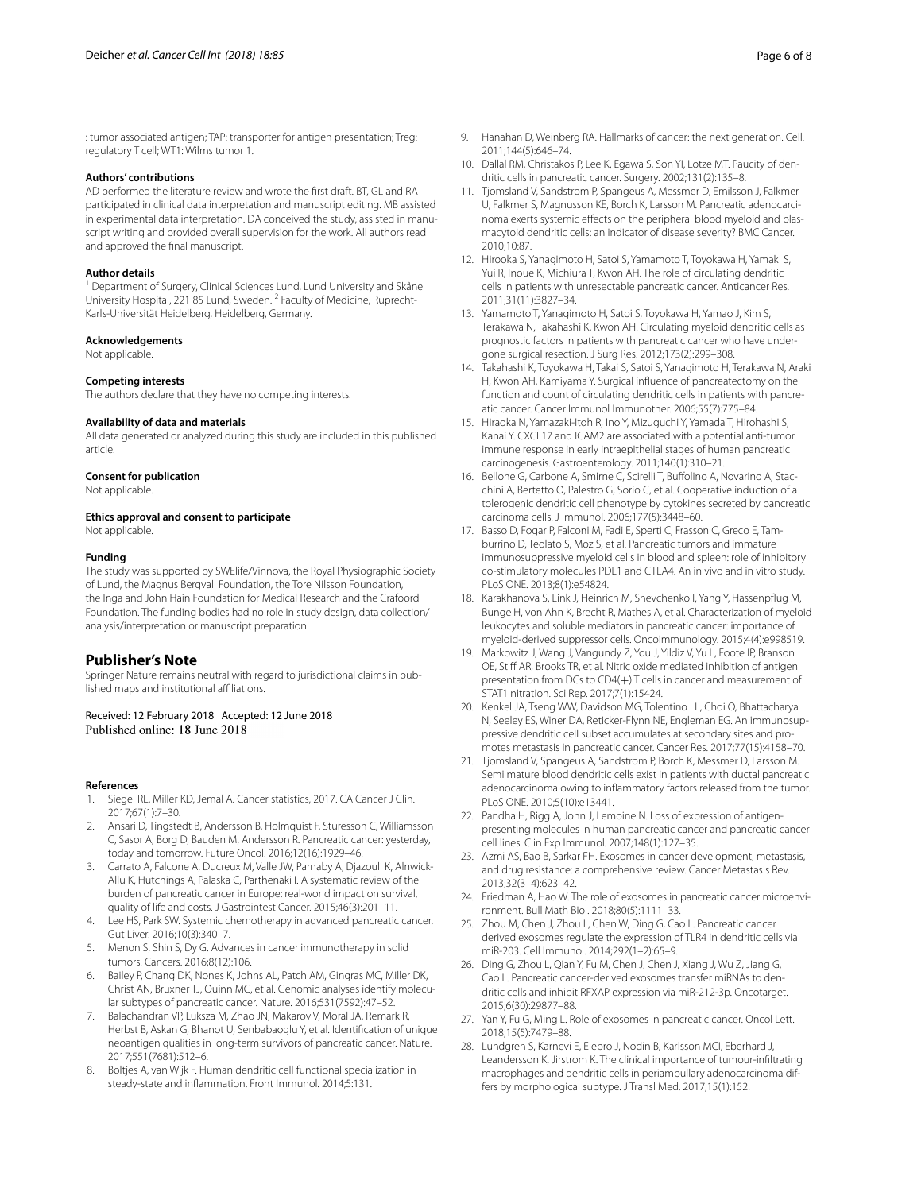: tumor associated antigen; TAP: transporter for antigen presentation; Treg: regulatory T cell; WT1: Wilms tumor 1.

#### Authors' contributions
AD performed the literature review and wrote the first draft. BT, GL and RA participated in clinical data interpretation and manuscript editing. MB assisted in experimental data interpretation. DA conceived the study, assisted in manuscript writing and provided overall supervision for the work. All authors read and approved the final manuscript.

#### Author details
[1] Department of Surgery, Clinical Sciences Lund, Lund University and Skåne University Hospital, 221 85 Lund, Sweden. [2] Faculty of Medicine, Ruprecht-Karls-Universität Heidelberg, Heidelberg, Germany.

#### Acknowledgements
Not applicable.

#### Competing interests
The authors declare that they have no competing interests.

#### Availability of data and materials
All data generated or analyzed during this study are included in this published article.

#### Consent for publication
Not applicable.

#### Ethics approval and consent to participate
Not applicable.

#### Funding
The study was supported by SWElife/Vinnova, the Royal Physiographic Society of Lund, the Magnus Bergvall Foundation, the Tore Nilsson Foundation, the Inga and John Hain Foundation for Medical Research and the Crafoord Foundation. The funding bodies had no role in study design, data collection/analysis/interpretation or manuscript preparation.

## Publisher's Note
Springer Nature remains neutral with regard to jurisdictional claims in published maps and institutional affiliations.

Received: 12 February 2018 Accepted: 12 June 2018
Published online: 18 June 2018

#### References
1. Siegel RL, Miller KD, Jemal A. Cancer statistics, 2017. CA Cancer J Clin. 2017;67(1):7–30.
2. Ansari D, Tingstedt B, Andersson B, Holmquist F, Sturesson C, Williamsson C, Sasor A, Borg D, Bauden M, Andersson R. Pancreatic cancer: yesterday, today and tomorrow. Future Oncol. 2016;12(16):1929–46.
3. Carrato A, Falcone A, Ducreux M, Valle JW, Parnaby A, Djazouli K, Alnwick-Allu K, Hutchings A, Palaska C, Parthenaki I. A systematic review of the burden of pancreatic cancer in Europe: real-world impact on survival, quality of life and costs. J Gastrointest Cancer. 2015;46(3):201–11.
4. Lee HS, Park SW. Systemic chemotherapy in advanced pancreatic cancer. Gut Liver. 2016;10(3):340–7.
5. Menon S, Shin S, Dy G. Advances in cancer immunotherapy in solid tumors. Cancers. 2016;8(12):106.
6. Bailey P, Chang DK, Nones K, Johns AL, Patch AM, Gingras MC, Miller DK, Christ AN, Bruxner TJ, Quinn MC, et al. Genomic analyses identify molecular subtypes of pancreatic cancer. Nature. 2016;531(7592):47–52.
7. Balachandran VP, Luksza M, Zhao JN, Makarov V, Moral JA, Remark R, Herbst B, Askan G, Bhanot U, Senbabaoglu Y, et al. Identification of unique neoantigen qualities in long-term survivors of pancreatic cancer. Nature. 2017;551(7681):512–6.
8. Boltjes A, van Wijk F. Human dendritic cell functional specialization in steady-state and inflammation. Front Immunol. 2014;5:131.
9. Hanahan D, Weinberg RA. Hallmarks of cancer: the next generation. Cell. 2011;144(5):646–74.
10. Dallal RM, Christakos P, Lee K, Egawa S, Son YI, Lotze MT. Paucity of dendritic cells in pancreatic cancer. Surgery. 2002;131(2):135–8.
11. Tjomsland V, Sandstrom P, Spangeus A, Messmer D, Emilsson J, Falkmer U, Falkmer S, Magnusson KE, Borch K, Larsson M. Pancreatic adenocarcinoma exerts systemic effects on the peripheral blood myeloid and plasmacytoid dendritic cells: an indicator of disease severity? BMC Cancer. 2010;10:87.
12. Hirooka S, Yanagimoto H, Satoi S, Yamamoto T, Toyokawa H, Yamaki S, Yui R, Inoue K, Michiura T, Kwon AH. The role of circulating dendritic cells in patients with unresectable pancreatic cancer. Anticancer Res. 2011;31(11):3827–34.
13. Yamamoto T, Yanagimoto H, Satoi S, Toyokawa H, Yamao J, Kim S, Terakawa N, Takahashi K, Kwon AH. Circulating myeloid dendritic cells as prognostic factors in patients with pancreatic cancer who have undergone surgical resection. J Surg Res. 2012;173(2):299–308.
14. Takahashi K, Toyokawa H, Takai S, Satoi S, Yanagimoto H, Terakawa N, Araki H, Kwon AH, Kamiyama Y. Surgical influence of pancreatectomy on the function and count of circulating dendritic cells in patients with pancreatic cancer. Cancer Immunol Immunother. 2006;55(7):775–84.
15. Hiraoka N, Yamazaki-Itoh R, Ino Y, Mizuguchi Y, Yamada T, Hirohashi S, Kanai Y. CXCL17 and ICAM2 are associated with a potential anti-tumor immune response in early intraepithelial stages of human pancreatic carcinogenesis. Gastroenterology. 2011;140(1):310–21.
16. Bellone G, Carbone A, Smirne C, Scirelli T, Buffolino A, Novarino A, Stacchini A, Bertetto O, Palestro G, Sorio C, et al. Cooperative induction of a tolerogenic dendritic cell phenotype by cytokines secreted by pancreatic carcinoma cells. J Immunol. 2006;177(5):3448–60.
17. Basso D, Fogar P, Falconi M, Fadi E, Sperti C, Frasson C, Greco E, Tamburrino D, Teolato S, Moz S, et al. Pancreatic tumors and immature immunosuppressive myeloid cells in blood and spleen: role of inhibitory co-stimulatory molecules PDL1 and CTLA4. An in vivo and in vitro study. PLoS ONE. 2013;8(1):e54824.
18. Karakhanova S, Link J, Heinrich M, Shevchenko I, Yang Y, Hassenpflug M, Bunge H, von Ahn K, Brecht R, Mathes A, et al. Characterization of myeloid leukocytes and soluble mediators in pancreatic cancer: importance of myeloid-derived suppressor cells. Oncoimmunology. 2015;4(4):e998519.
19. Markowitz J, Wang J, Vangundy Z, You J, Yildiz V, Yu L, Foote IP, Branson OE, Stiff AR, Brooks TR, et al. Nitric oxide mediated inhibition of antigen presentation from DCs to CD4(+) T cells in cancer and measurement of STAT1 nitration. Sci Rep. 2017;7(1):15424.
20. Kenkel JA, Tseng WW, Davidson MG, Tolentino LL, Choi O, Bhattacharya N, Seeley ES, Winer DA, Reticker-Flynn NE, Engleman EG. An immunosuppressive dendritic cell subset accumulates at secondary sites and promotes metastasis in pancreatic cancer. Cancer Res. 2017;77(15):4158–70.
21. Tjomsland V, Spangeus A, Sandstrom P, Borch K, Messmer D, Larsson M. Semi mature blood dendritic cells exist in patients with ductal pancreatic adenocarcinoma owing to inflammatory factors released from the tumor. PLoS ONE. 2010;5(10):e13441.
22. Pandha H, Rigg A, John J, Lemoine N. Loss of expression of antigen-presenting molecules in human pancreatic cancer and pancreatic cancer cell lines. Clin Exp Immunol. 2007;148(1):127–35.
23. Azmi AS, Bao B, Sarkar FH. Exosomes in cancer development, metastasis, and drug resistance: a comprehensive review. Cancer Metastasis Rev. 2013;32(3–4):623–42.
24. Friedman A, Hao W. The role of exosomes in pancreatic cancer microenvironment. Bull Math Biol. 2018;80(5):1111–33.
25. Zhou M, Chen J, Zhou L, Chen W, Ding G, Cao L. Pancreatic cancer derived exosomes regulate the expression of TLR4 in dendritic cells via miR-203. Cell Immunol. 2014;292(1–2):65–9.
26. Ding G, Zhou L, Qian Y, Fu M, Chen J, Chen J, Xiang J, Wu Z, Jiang G, Cao L. Pancreatic cancer-derived exosomes transfer miRNAs to dendritic cells and inhibit RFXAP expression via miR-212-3p. Oncotarget. 2015;6(30):29877–88.
27. Yan Y, Fu G, Ming L. Role of exosomes in pancreatic cancer. Oncol Lett. 2018;15(5):7479–88.
28. Lundgren S, Karnevi E, Elebro J, Nodin B, Karlsson MCI, Eberhard J, Leandersson K, Jirstrom K. The clinical importance of tumour-infiltrating macrophages and dendritic cells in periampullary adenocarcinoma differs by morphological subtype. J Transl Med. 2017;15(1):152.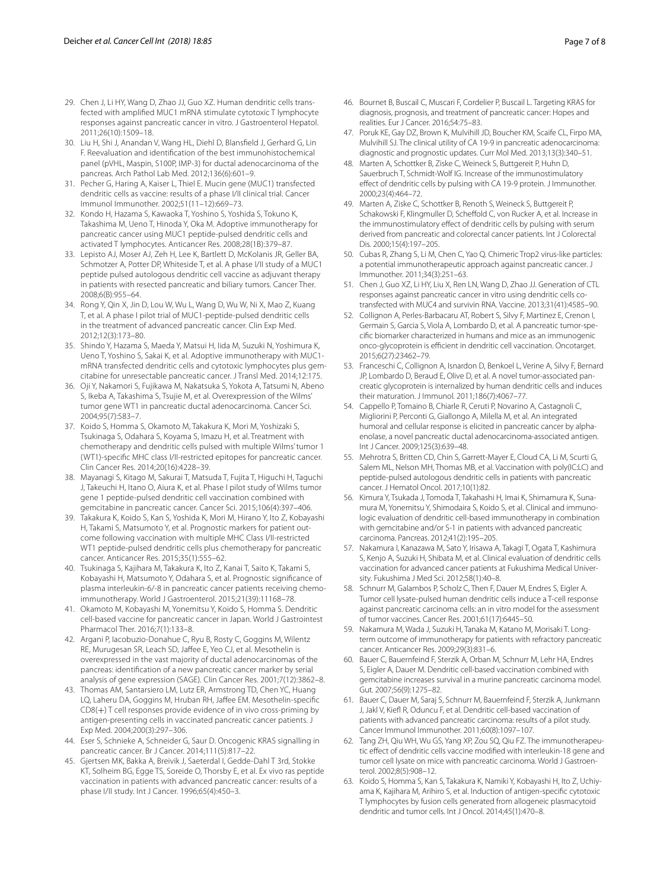29. Chen J, Li HY, Wang D, Zhao JJ, Guo XZ. Human dendritic cells transfected with amplified MUC1 mRNA stimulate cytotoxic T lymphocyte responses against pancreatic cancer in vitro. J Gastroenterol Hepatol. 2011;26(10):1509–18.
30. Liu H, Shi J, Anandan V, Wang HL, Diehl D, Blansfield J, Gerhard G, Lin F. Reevaluation and identification of the best immunohistochemical panel (pVHL, Maspin, S100P, IMP-3) for ductal adenocarcinoma of the pancreas. Arch Pathol Lab Med. 2012;136(6):601–9.
31. Pecher G, Haring A, Kaiser L, Thiel E. Mucin gene (MUC1) transfected dendritic cells as vaccine: results of a phase I/II clinical trial. Cancer Immunol Immunother. 2002;51(11–12):669–73.
32. Kondo H, Hazama S, Kawaoka T, Yoshino S, Yoshida S, Tokuno K, Takashima M, Ueno T, Hinoda Y, Oka M. Adoptive immunotherapy for pancreatic cancer using MUC1 peptide-pulsed dendritic cells and activated T lymphocytes. Anticancer Res. 2008;28(1B):379–87.
33. Lepisto AJ, Moser AJ, Zeh H, Lee K, Bartlett D, McKolanis JR, Geller BA, Schmotzer A, Potter DP, Whiteside T, et al. A phase I/II study of a MUC1 peptide pulsed autologous dendritic cell vaccine as adjuvant therapy in patients with resected pancreatic and biliary tumors. Cancer Ther. 2008;6(B):955–64.
34. Rong Y, Qin X, Jin D, Lou W, Wu L, Wang D, Wu W, Ni X, Mao Z, Kuang T, et al. A phase I pilot trial of MUC1-peptide-pulsed dendritic cells in the treatment of advanced pancreatic cancer. Clin Exp Med. 2012;12(3):173–80.
35. Shindo Y, Hazama S, Maeda Y, Matsui H, Iida M, Suzuki N, Yoshimura K, Ueno T, Yoshino S, Sakai K, et al. Adoptive immunotherapy with MUC1-mRNA transfected dendritic cells and cytotoxic lymphocytes plus gemcitabine for unresectable pancreatic cancer. J Transl Med. 2014;12:175.
36. Oji Y, Nakamori S, Fujikawa M, Nakatsuka S, Yokota A, Tatsumi N, Abeno S, Ikeba A, Takashima S, Tsujie M, et al. Overexpression of the Wilms' tumor gene WT1 in pancreatic ductal adenocarcinoma. Cancer Sci. 2004;95(7):583–7.
37. Koido S, Homma S, Okamoto M, Takakura K, Mori M, Yoshizaki S, Tsukinaga S, Odahara S, Koyama S, Imazu H, et al. Treatment with chemotherapy and dendritic cells pulsed with multiple Wilms' tumor 1 (WT1)-specific MHC class I/II-restricted epitopes for pancreatic cancer. Clin Cancer Res. 2014;20(16):4228–39.
38. Mayanagi S, Kitago M, Sakurai T, Matsuda T, Fujita T, Higuchi H, Taguchi J, Takeuchi H, Itano O, Aiura K, et al. Phase I pilot study of Wilms tumor gene 1 peptide-pulsed dendritic cell vaccination combined with gemcitabine in pancreatic cancer. Cancer Sci. 2015;106(4):397–406.
39. Takakura K, Koido S, Kan S, Yoshida K, Mori M, Hirano Y, Ito Z, Kobayashi H, Takami S, Matsumoto Y, et al. Prognostic markers for patient outcome following vaccination with multiple MHC Class I/II-restricted WT1 peptide-pulsed dendritic cells plus chemotherapy for pancreatic cancer. Anticancer Res. 2015;35(1):555–62.
40. Tsukinaga S, Kajihara M, Takakura K, Ito Z, Kanai T, Saito K, Takami S, Kobayashi H, Matsumoto Y, Odahara S, et al. Prognostic significance of plasma interleukin-6/-8 in pancreatic cancer patients receiving chemoimmunotherapy. World J Gastroenterol. 2015;21(39):11168–78.
41. Okamoto M, Kobayashi M, Yonemitsu Y, Koido S, Homma S. Dendritic cell-based vaccine for pancreatic cancer in Japan. World J Gastrointest Pharmacol Ther. 2016;7(1):133–8.
42. Argani P, Iacobuzio-Donahue C, Ryu B, Rosty C, Goggins M, Wilentz RE, Murugesan SR, Leach SD, Jaffee E, Yeo CJ, et al. Mesothelin is overexpressed in the vast majority of ductal adenocarcinomas of the pancreas: identification of a new pancreatic cancer marker by serial analysis of gene expression (SAGE). Clin Cancer Res. 2001;7(12):3862–8.
43. Thomas AM, Santarsiero LM, Lutz ER, Armstrong TD, Chen YC, Huang LQ, Laheru DA, Goggins M, Hruban RH, Jaffee EM. Mesothelin-specific CD8(+) T cell responses provide evidence of in vivo cross-priming by antigen-presenting cells in vaccinated pancreatic cancer patients. J Exp Med. 2004;200(3):297–306.
44. Eser S, Schnieke A, Schneider G, Saur D. Oncogenic KRAS signalling in pancreatic cancer. Br J Cancer. 2014;111(5):817–22.
45. Gjertsen MK, Bakka A, Breivik J, Saeterdal I, Gedde-Dahl T 3rd, Stokke KT, Solheim BG, Egge TS, Soreide O, Thorsby E, et al. Ex vivo ras peptide vaccination in patients with advanced pancreatic cancer: results of a phase I/II study. Int J Cancer. 1996;65(4):450–3.
46. Bournet B, Buscail C, Muscari F, Cordelier P, Buscail L. Targeting KRAS for diagnosis, prognosis, and treatment of pancreatic cancer: Hopes and realities. Eur J Cancer. 2016;54:75–83.
47. Poruk KE, Gay DZ, Brown K, Mulvihill JD, Boucher KM, Scaife CL, Firpo MA, Mulvihill SJ. The clinical utility of CA 19-9 in pancreatic adenocarcinoma: diagnostic and prognostic updates. Curr Mol Med. 2013;13(3):340–51.
48. Marten A, Schottker B, Ziske C, Weineck S, Buttgereit P, Huhn D, Sauerbruch T, Schmidt-Wolf IG. Increase of the immunostimulatory effect of dendritic cells by pulsing with CA 19-9 protein. J Immunother. 2000;23(4):464–72.
49. Marten A, Ziske C, Schottker B, Renoth S, Weineck S, Buttgereit P, Schakowski F, Klingmuller D, Scheffold C, von Rucker A, et al. Increase in the immunostimulatory effect of dendritic cells by pulsing with serum derived from pancreatic and colorectal cancer patients. Int J Colorectal Dis. 2000;15(4):197–205.
50. Cubas R, Zhang S, Li M, Chen C, Yao Q. Chimeric Trop2 virus-like particles: a potential immunotherapeutic approach against pancreatic cancer. J Immunother. 2011;34(3):251–63.
51. Chen J, Guo XZ, Li HY, Liu X, Ren LN, Wang D, Zhao JJ. Generation of CTL responses against pancreatic cancer in vitro using dendritic cells co-transfected with MUC4 and survivin RNA. Vaccine. 2013;31(41):4585–90.
52. Collignon A, Perles-Barbacaru AT, Robert S, Silvy F, Martinez E, Crenon I, Germain S, Garcia S, Viola A, Lombardo D, et al. A pancreatic tumor-specific biomarker characterized in humans and mice as an immunogenic onco-glycoprotein is efficient in dendritic cell vaccination. Oncotarget. 2015;6(27):23462–79.
53. Franceschi C, Collignon A, Isnardon D, Benkoel L, Verine A, Silvy F, Bernard JP, Lombardo D, Beraud E, Olive D, et al. A novel tumor-associated pancreatic glycoprotein is internalized by human dendritic cells and induces their maturation. J Immunol. 2011;186(7):4067–77.
54. Cappello P, Tomaino B, Chiarle R, Ceruti P, Novarino A, Castagnoli C, Migliorini P, Perconti G, Giallongo A, Milella M, et al. An integrated humoral and cellular response is elicited in pancreatic cancer by alpha-enolase, a novel pancreatic ductal adenocarcinoma-associated antigen. Int J Cancer. 2009;125(3):639–48.
55. Mehrotra S, Britten CD, Chin S, Garrett-Mayer E, Cloud CA, Li M, Scurti G, Salem ML, Nelson MH, Thomas MB, et al. Vaccination with poly(IC:LC) and peptide-pulsed autologous dendritic cells in patients with pancreatic cancer. J Hematol Oncol. 2017;10(1):82.
56. Kimura Y, Tsukada J, Tomoda T, Takahashi H, Imai K, Shimamura K, Sunamura M, Yonemitsu Y, Shimodaira S, Koido S, et al. Clinical and immunologic evaluation of dendritic cell-based immunotherapy in combination with gemcitabine and/or S-1 in patients with advanced pancreatic carcinoma. Pancreas. 2012;41(2):195–205.
57. Nakamura I, Kanazawa M, Sato Y, Irisawa A, Takagi T, Ogata T, Kashimura S, Kenjo A, Suzuki H, Shibata M, et al. Clinical evaluation of dendritic cells vaccination for advanced cancer patients at Fukushima Medical University. Fukushima J Med Sci. 2012;58(1):40–8.
58. Schnurr M, Galambos P, Scholz C, Then F, Dauer M, Endres S, Eigler A. Tumor cell lysate-pulsed human dendritic cells induce a T-cell response against pancreatic carcinoma cells: an in vitro model for the assessment of tumor vaccines. Cancer Res. 2001;61(17):6445–50.
59. Nakamura M, Wada J, Suzuki H, Tanaka M, Katano M, Morisaki T. Long-term outcome of immunotherapy for patients with refractory pancreatic cancer. Anticancer Res. 2009;29(3):831–6.
60. Bauer C, Bauernfeind F, Sterzik A, Orban M, Schnurr M, Lehr HA, Endres S, Eigler A, Dauer M. Dendritic cell-based vaccination combined with gemcitabine increases survival in a murine pancreatic carcinoma model. Gut. 2007;56(9):1275–82.
61. Bauer C, Dauer M, Saraj S, Schnurr M, Bauernfeind F, Sterzik A, Junkmann J, Jakl V, Kiefl R, Oduncu F, et al. Dendritic cell-based vaccination of patients with advanced pancreatic carcinoma: results of a pilot study. Cancer Immunol Immunother. 2011;60(8):1097–107.
62. Tang ZH, Qiu WH, Wu GS, Yang XP, Zou SQ, Qiu FZ. The immunotherapeutic effect of dendritic cells vaccine modified with interleukin-18 gene and tumor cell lysate on mice with pancreatic carcinoma. World J Gastroenterol. 2002;8(5):908–12.
63. Koido S, Homma S, Kan S, Takakura K, Namiki Y, Kobayashi H, Ito Z, Uchiyama K, Kajihara M, Arihiro S, et al. Induction of antigen-specific cytotoxic T lymphocytes by fusion cells generated from allogeneic plasmacytoid dendritic and tumor cells. Int J Oncol. 2014;45(1):470–8.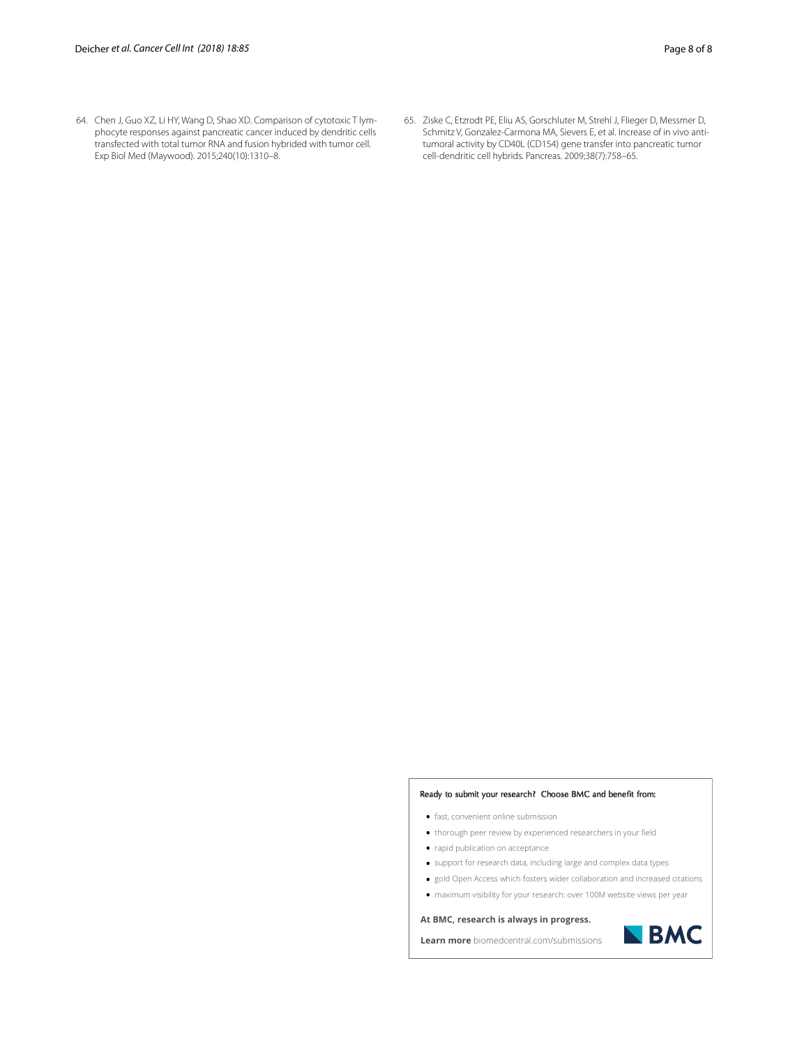64. Chen J, Guo XZ, Li HY, Wang D, Shao XD. Comparison of cytotoxic T lymphocyte responses against pancreatic cancer induced by dendritic cells transfected with total tumor RNA and fusion hybrided with tumor cell. Exp Biol Med (Maywood). 2015;240(10):1310–8.

65. Ziske C, Etzrodt PE, Eliu AS, Gorschluter M, Strehl J, Flieger D, Messmer D, Schmitz V, Gonzalez-Carmona MA, Sievers E, et al. Increase of in vivo antitumoral activity by CD40L (CD154) gene transfer into pancreatic tumor cell-dendritic cell hybrids. Pancreas. 2009;38(7):758–65.

Ready to submit your research? Choose BMC and benefit from:

- fast, convenient online submission
- thorough peer review by experienced researchers in your field
- rapid publication on acceptance
- support for research data, including large and complex data types
- gold Open Access which fosters wider collaboration and increased citations
- maximum visibility for your research: over 100M website views per year

**At BMC, research is always in progress.**

**Learn more** biomedcentral.com/submissions

BMC